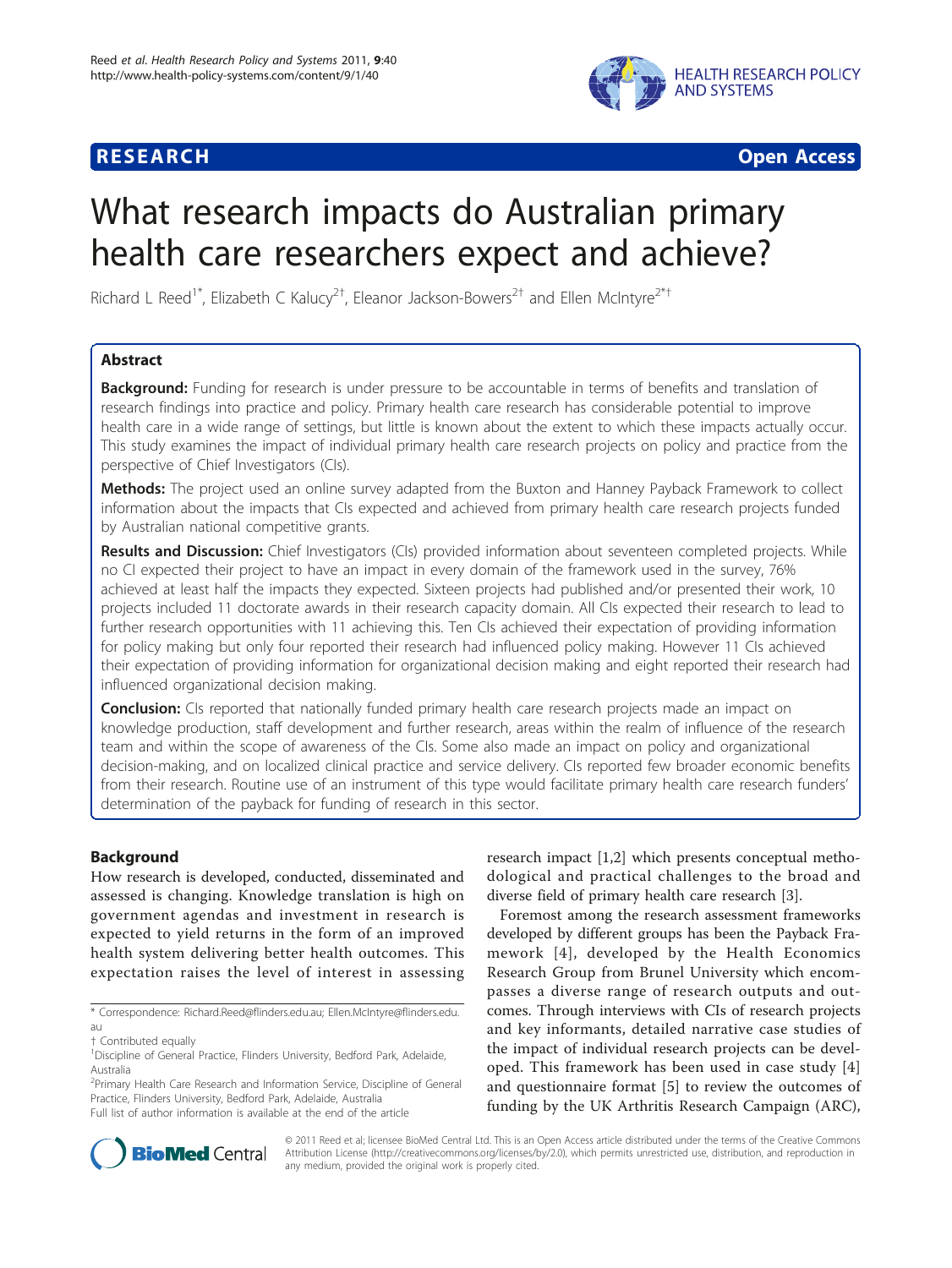**RESEARCH** **Open Access**

# What research impacts do Australian primary health care researchers expect and achieve?

Richard L Reed[1*], Elizabeth C Kalucy[2†], Eleanor Jackson-Bowers[2†] and Ellen McIntyre[2*†]

## Abstract

**Background:** Funding for research is under pressure to be accountable in terms of benefits and translation of research findings into practice and policy. Primary health care research has considerable potential to improve health care in a wide range of settings, but little is known about the extent to which these impacts actually occur. This study examines the impact of individual primary health care research projects on policy and practice from the perspective of Chief Investigators (CIs).

**Methods:** The project used an online survey adapted from the Buxton and Hanney Payback Framework to collect information about the impacts that CIs expected and achieved from primary health care research projects funded by Australian national competitive grants.

**Results and Discussion:** Chief Investigators (CIs) provided information about seventeen completed projects. While no CI expected their project to have an impact in every domain of the framework used in the survey, 76% achieved at least half the impacts they expected. Sixteen projects had published and/or presented their work, 10 projects included 11 doctorate awards in their research capacity domain. All CIs expected their research to lead to further research opportunities with 11 achieving this. Ten CIs achieved their expectation of providing information for policy making but only four reported their research had influenced policy making. However 11 CIs achieved their expectation of providing information for organizational decision making and eight reported their research had influenced organizational decision making.

**Conclusion:** CIs reported that nationally funded primary health care research projects made an impact on knowledge production, staff development and further research, areas within the realm of influence of the research team and within the scope of awareness of the CIs. Some also made an impact on policy and organizational decision-making, and on localized clinical practice and service delivery. CIs reported few broader economic benefits from their research. Routine use of an instrument of this type would facilitate primary health care research funders' determination of the payback for funding of research in this sector.

## Background

How research is developed, conducted, disseminated and assessed is changing. Knowledge translation is high on government agendas and investment in research is expected to yield returns in the form of an improved health system delivering better health outcomes. This expectation raises the level of interest in assessing research impact [1,2] which presents conceptual methodological and practical challenges to the broad and diverse field of primary health care research [3].

Foremost among the research assessment frameworks developed by different groups has been the Payback Framework [4], developed by the Health Economics Research Group from Brunel University which encompasses a diverse range of research outputs and outcomes. Through interviews with CIs of research projects and key informants, detailed narrative case studies of the impact of individual research projects can be developed. This framework has been used in case study [4] and questionnaire format [5] to review the outcomes of funding by the UK Arthritis Research Campaign (ARC),

\* Correspondence: Richard.Reed@flinders.edu.au; Ellen.McIntyre@flinders.edu.au

† Contributed equally

[1]Discipline of General Practice, Flinders University, Bedford Park, Adelaide, Australia

[2]Primary Health Care Research and Information Service, Discipline of General Practice, Flinders University, Bedford Park, Adelaide, Australia

Full list of author information is available at the end of the article

© 2011 Reed et al; licensee BioMed Central Ltd. This is an Open Access article distributed under the terms of the Creative Commons Attribution License (http://creativecommons.org/licenses/by/2.0), which permits unrestricted use, distribution, and reproduction in any medium, provided the original work is properly cited.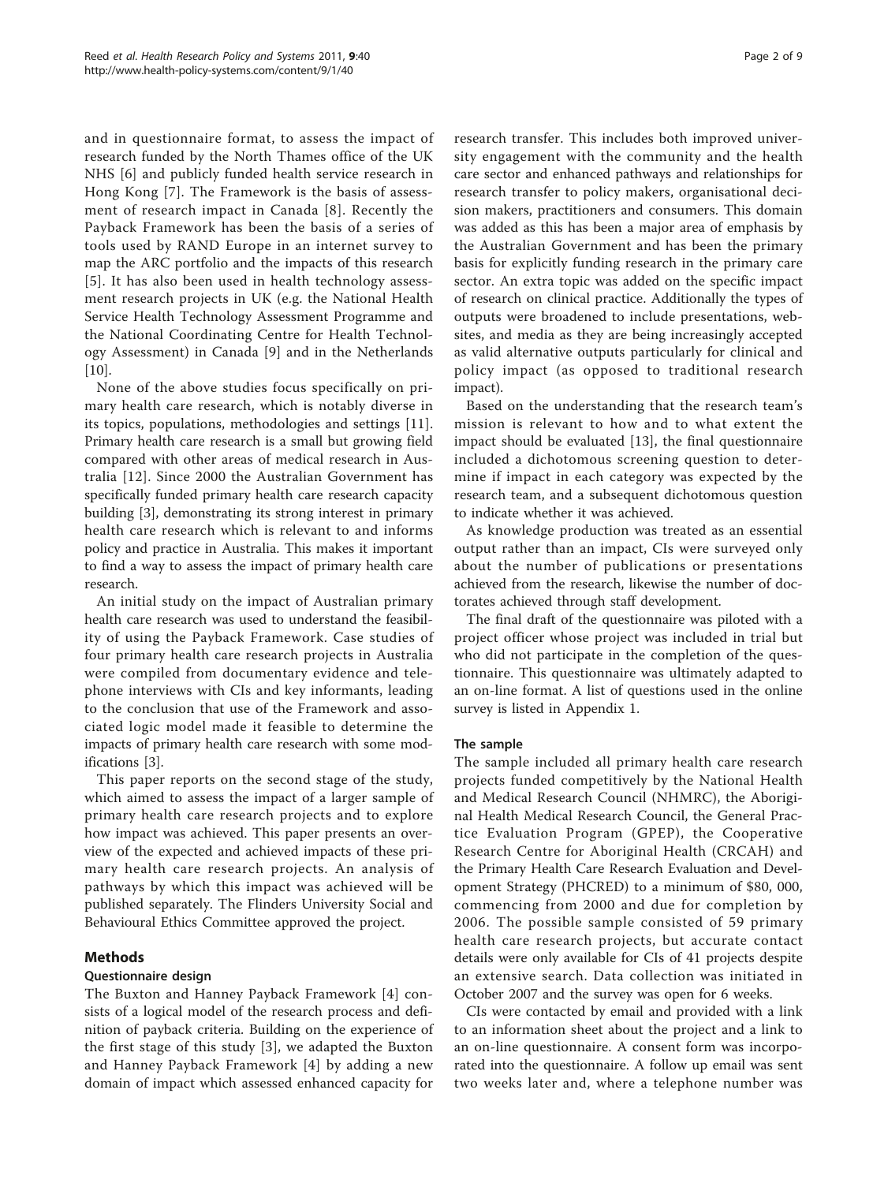and in questionnaire format, to assess the impact of research funded by the North Thames office of the UK NHS [6] and publicly funded health service research in Hong Kong [7]. The Framework is the basis of assessment of research impact in Canada [8]. Recently the Payback Framework has been the basis of a series of tools used by RAND Europe in an internet survey to map the ARC portfolio and the impacts of this research [5]. It has also been used in health technology assessment research projects in UK (e.g. the National Health Service Health Technology Assessment Programme and the National Coordinating Centre for Health Technology Assessment) in Canada [9] and in the Netherlands [10].

None of the above studies focus specifically on primary health care research, which is notably diverse in its topics, populations, methodologies and settings [11]. Primary health care research is a small but growing field compared with other areas of medical research in Australia [12]. Since 2000 the Australian Government has specifically funded primary health care research capacity building [3], demonstrating its strong interest in primary health care research which is relevant to and informs policy and practice in Australia. This makes it important to find a way to assess the impact of primary health care research.

An initial study on the impact of Australian primary health care research was used to understand the feasibility of using the Payback Framework. Case studies of four primary health care research projects in Australia were compiled from documentary evidence and telephone interviews with CIs and key informants, leading to the conclusion that use of the Framework and associated logic model made it feasible to determine the impacts of primary health care research with some modifications [3].

This paper reports on the second stage of the study, which aimed to assess the impact of a larger sample of primary health care research projects and to explore how impact was achieved. This paper presents an overview of the expected and achieved impacts of these primary health care research projects. An analysis of pathways by which this impact was achieved will be published separately. The Flinders University Social and Behavioural Ethics Committee approved the project.

## Methods

### Questionnaire design

The Buxton and Hanney Payback Framework [4] consists of a logical model of the research process and definition of payback criteria. Building on the experience of the first stage of this study [3], we adapted the Buxton and Hanney Payback Framework [4] by adding a new domain of impact which assessed enhanced capacity for research transfer. This includes both improved university engagement with the community and the health care sector and enhanced pathways and relationships for research transfer to policy makers, organisational decision makers, practitioners and consumers. This domain was added as this has been a major area of emphasis by the Australian Government and has been the primary basis for explicitly funding research in the primary care sector. An extra topic was added on the specific impact of research on clinical practice. Additionally the types of outputs were broadened to include presentations, websites, and media as they are being increasingly accepted as valid alternative outputs particularly for clinical and policy impact (as opposed to traditional research impact).

Based on the understanding that the research team's mission is relevant to how and to what extent the impact should be evaluated [13], the final questionnaire included a dichotomous screening question to determine if impact in each category was expected by the research team, and a subsequent dichotomous question to indicate whether it was achieved.

As knowledge production was treated as an essential output rather than an impact, CIs were surveyed only about the number of publications or presentations achieved from the research, likewise the number of doctorates achieved through staff development.

The final draft of the questionnaire was piloted with a project officer whose project was included in trial but who did not participate in the completion of the questionnaire. This questionnaire was ultimately adapted to an on-line format. A list of questions used in the online survey is listed in Appendix 1.

### The sample

The sample included all primary health care research projects funded competitively by the National Health and Medical Research Council (NHMRC), the Aboriginal Health Medical Research Council, the General Practice Evaluation Program (GPEP), the Cooperative Research Centre for Aboriginal Health (CRCAH) and the Primary Health Care Research Evaluation and Development Strategy (PHCRED) to a minimum of $80, 000, commencing from 2000 and due for completion by 2006. The possible sample consisted of 59 primary health care research projects, but accurate contact details were only available for CIs of 41 projects despite an extensive search. Data collection was initiated in October 2007 and the survey was open for 6 weeks.

CIs were contacted by email and provided with a link to an information sheet about the project and a link to an on-line questionnaire. A consent form was incorporated into the questionnaire. A follow up email was sent two weeks later and, where a telephone number was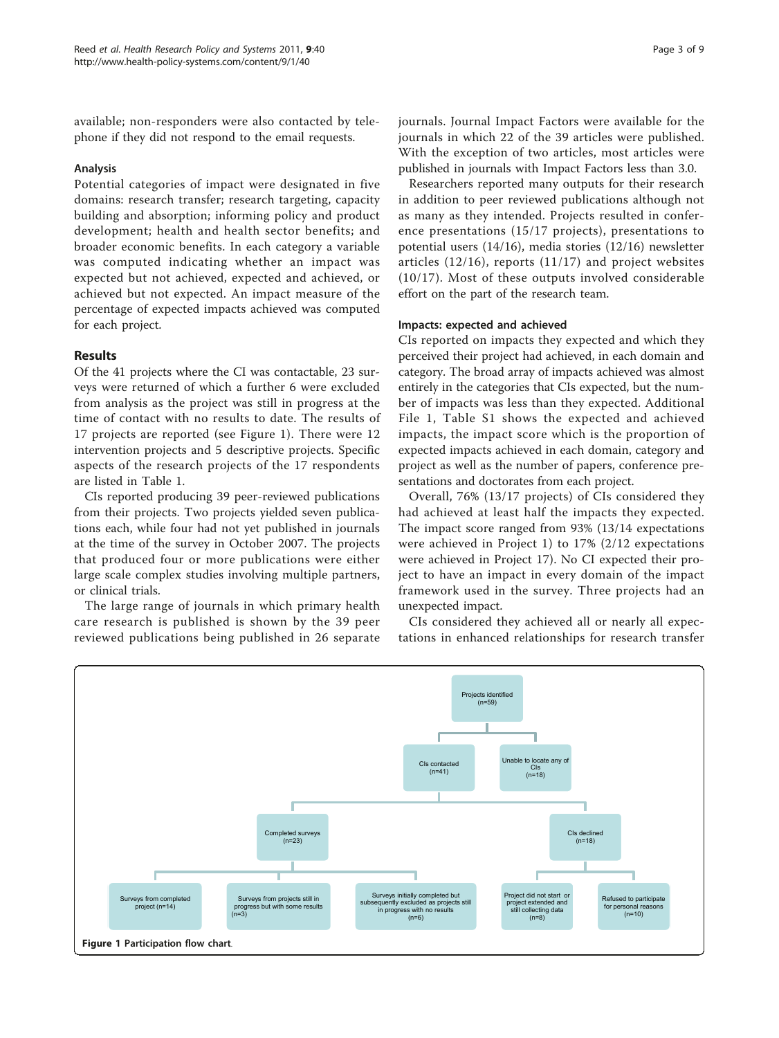available; non-responders were also contacted by telephone if they did not respond to the email requests.

### Analysis

Potential categories of impact were designated in five domains: research transfer; research targeting, capacity building and absorption; informing policy and product development; health and health sector benefits; and broader economic benefits. In each category a variable was computed indicating whether an impact was expected but not achieved, expected and achieved, or achieved but not expected. An impact measure of the percentage of expected impacts achieved was computed for each project.

## Results

Of the 41 projects where the CI was contactable, 23 surveys were returned of which a further 6 were excluded from analysis as the project was still in progress at the time of contact with no results to date. The results of 17 projects are reported (see Figure 1). There were 12 intervention projects and 5 descriptive projects. Specific aspects of the research projects of the 17 respondents are listed in Table 1.

CIs reported producing 39 peer-reviewed publications from their projects. Two projects yielded seven publications each, while four had not yet published in journals at the time of the survey in October 2007. The projects that produced four or more publications were either large scale complex studies involving multiple partners, or clinical trials.

The large range of journals in which primary health care research is published is shown by the 39 peer reviewed publications being published in 26 separate journals. Journal Impact Factors were available for the journals in which 22 of the 39 articles were published. With the exception of two articles, most articles were published in journals with Impact Factors less than 3.0.

Researchers reported many outputs for their research in addition to peer reviewed publications although not as many as they intended. Projects resulted in conference presentations (15/17 projects), presentations to potential users (14/16), media stories (12/16) newsletter articles (12/16), reports (11/17) and project websites (10/17). Most of these outputs involved considerable effort on the part of the research team.

### Impacts: expected and achieved

CIs reported on impacts they expected and which they perceived their project had achieved, in each domain and category. The broad array of impacts achieved was almost entirely in the categories that CIs expected, but the number of impacts was less than they expected. Additional File 1, Table S1 shows the expected and achieved impacts, the impact score which is the proportion of expected impacts achieved in each domain, category and project as well as the number of papers, conference presentations and doctorates from each project.

Overall, 76% (13/17 projects) of CIs considered they had achieved at least half the impacts they expected. The impact score ranged from 93% (13/14 expectations were achieved in Project 1) to 17% (2/12 expectations were achieved in Project 17). No CI expected their project to have an impact in every domain of the impact framework used in the survey. Three projects had an unexpected impact.

CIs considered they achieved all or nearly all expectations in enhanced relationships for research transfer

- Projects identified (n=59)
  - CIs contacted (n=41)
    - Completed surveys (n=23)
      - Surveys from completed project (n=14)
      - Surveys from projects still in progress but with some results (n=3)
      - Surveys initially completed but subsequently excluded as projects still in progress with no results (n=6)
    - CIs declined (n=18)
      - Project did not start or project extended and still collecting data (n=8)
      - Refused to participate for personal reasons (n=10)
  - Unable to locate any of CIs (n=18)

**Figure 1 Participation flow chart.**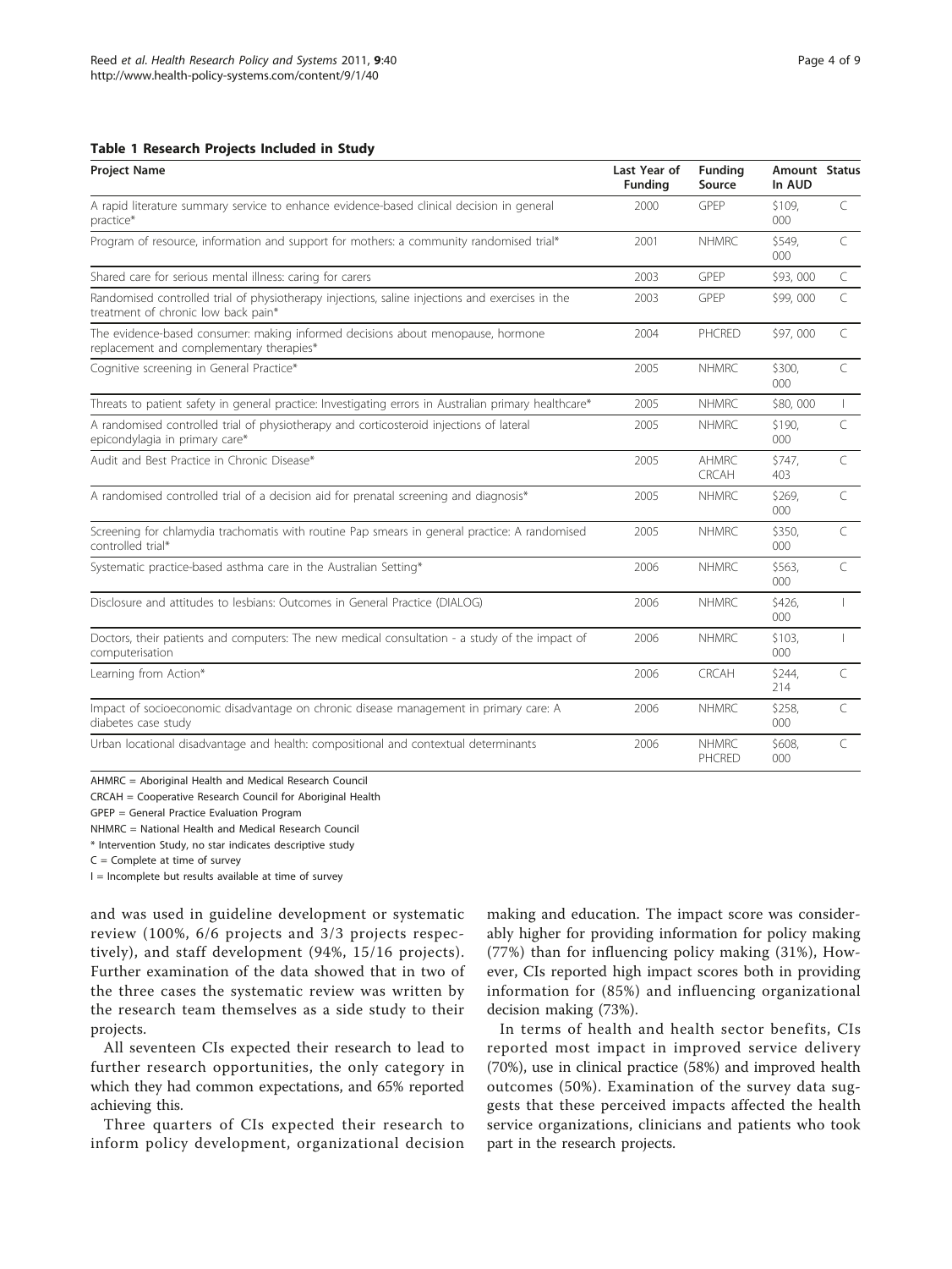**Table 1 Research Projects Included in Study**

| Project Name | Last Year of Funding | Funding Source | Amount In AUD | Status |
|---|---|---|---|---|
| A rapid literature summary service to enhance evidence-based clinical decision in general practice* | 2000 | GPEP | $109, 000 | C |
| Program of resource, information and support for mothers: a community randomised trial* | 2001 | NHMRC | $549, 000 | C |
| Shared care for serious mental illness: caring for carers | 2003 | GPEP | $93, 000 | C |
| Randomised controlled trial of physiotherapy injections, saline injections and exercises in the treatment of chronic low back pain* | 2003 | GPEP | $99, 000 | C |
| The evidence-based consumer: making informed decisions about menopause, hormone replacement and complementary therapies* | 2004 | PHCRED | $97, 000 | C |
| Cognitive screening in General Practice* | 2005 | NHMRC | $300, 000 | C |
| Threats to patient safety in general practice: Investigating errors in Australian primary healthcare* | 2005 | NHMRC | $80, 000 | I |
| A randomised controlled trial of physiotherapy and corticosteroid injections of lateral epicondylagia in primary care* | 2005 | NHMRC | $190, 000 | C |
| Audit and Best Practice in Chronic Disease* | 2005 | AHMRC CRCAH | $747, 403 | C |
| A randomised controlled trial of a decision aid for prenatal screening and diagnosis* | 2005 | NHMRC | $269, 000 | C |
| Screening for chlamydia trachomatis with routine Pap smears in general practice: A randomised controlled trial* | 2005 | NHMRC | $350, 000 | C |
| Systematic practice-based asthma care in the Australian Setting* | 2006 | NHMRC | $563, 000 | C |
| Disclosure and attitudes to lesbians: Outcomes in General Practice (DIALOG) | 2006 | NHMRC | $426, 000 | I |
| Doctors, their patients and computers: The new medical consultation - a study of the impact of computerisation | 2006 | NHMRC | $103, 000 | I |
| Learning from Action* | 2006 | CRCAH | $244, 214 | C |
| Impact of socioeconomic disadvantage on chronic disease management in primary care: A diabetes case study | 2006 | NHMRC | $258, 000 | C |
| Urban locational disadvantage and health: compositional and contextual determinants | 2006 | NHMRC PHCRED | $608, 000 | C |

AHMRC = Aboriginal Health and Medical Research Council

CRCAH = Cooperative Research Council for Aboriginal Health

GPEP = General Practice Evaluation Program

NHMRC = National Health and Medical Research Council

* Intervention Study, no star indicates descriptive study

C = Complete at time of survey

I = Incomplete but results available at time of survey

and was used in guideline development or systematic review (100%, 6/6 projects and 3/3 projects respectively), and staff development (94%, 15/16 projects). Further examination of the data showed that in two of the three cases the systematic review was written by the research team themselves as a side study to their projects.

All seventeen CIs expected their research to lead to further research opportunities, the only category in which they had common expectations, and 65% reported achieving this.

Three quarters of CIs expected their research to inform policy development, organizational decision making and education. The impact score was considerably higher for providing information for policy making (77%) than for influencing policy making (31%), However, CIs reported high impact scores both in providing information for (85%) and influencing organizational decision making (73%).

In terms of health and health sector benefits, CIs reported most impact in improved service delivery (70%), use in clinical practice (58%) and improved health outcomes (50%). Examination of the survey data suggests that these perceived impacts affected the health service organizations, clinicians and patients who took part in the research projects.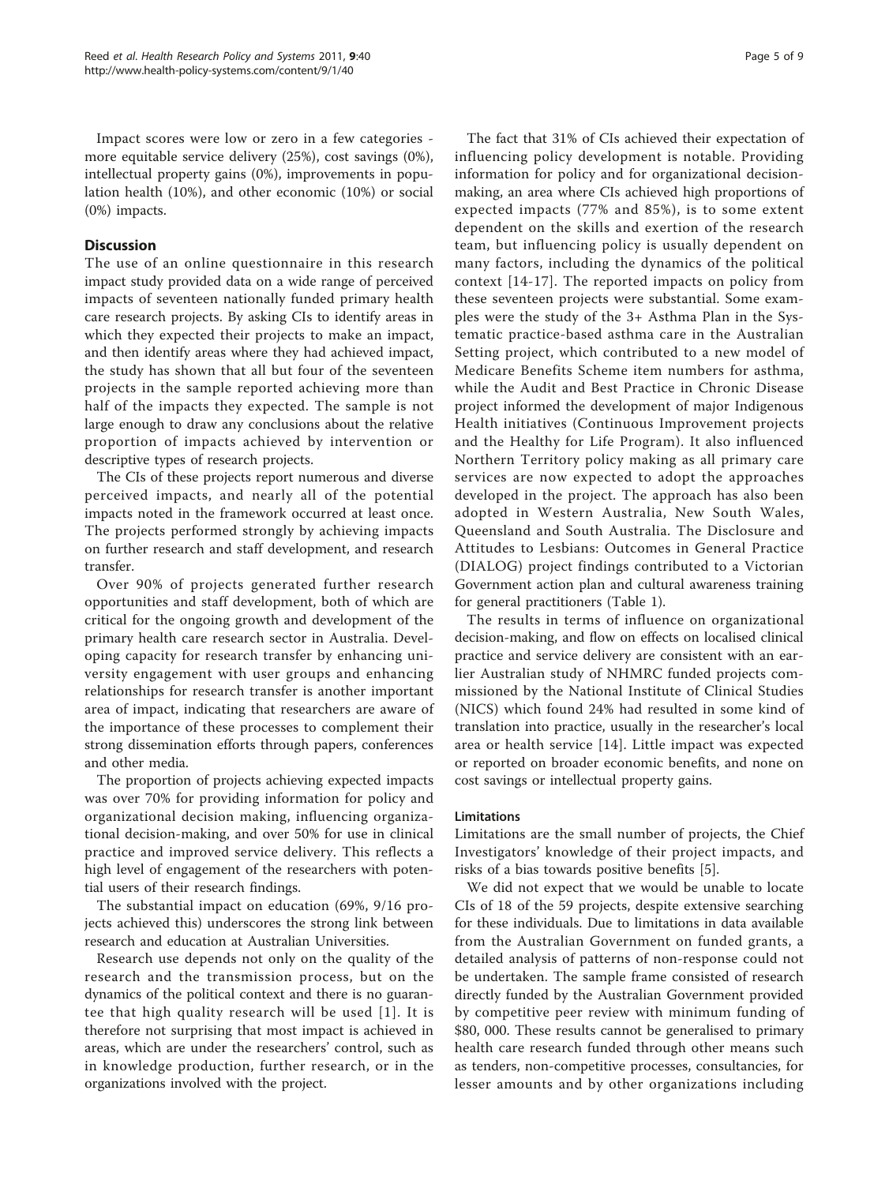Impact scores were low or zero in a few categories - more equitable service delivery (25%), cost savings (0%), intellectual property gains (0%), improvements in population health (10%), and other economic (10%) or social (0%) impacts.

## Discussion

The use of an online questionnaire in this research impact study provided data on a wide range of perceived impacts of seventeen nationally funded primary health care research projects. By asking CIs to identify areas in which they expected their projects to make an impact, and then identify areas where they had achieved impact, the study has shown that all but four of the seventeen projects in the sample reported achieving more than half of the impacts they expected. The sample is not large enough to draw any conclusions about the relative proportion of impacts achieved by intervention or descriptive types of research projects.

The CIs of these projects report numerous and diverse perceived impacts, and nearly all of the potential impacts noted in the framework occurred at least once. The projects performed strongly by achieving impacts on further research and staff development, and research transfer.

Over 90% of projects generated further research opportunities and staff development, both of which are critical for the ongoing growth and development of the primary health care research sector in Australia. Developing capacity for research transfer by enhancing university engagement with user groups and enhancing relationships for research transfer is another important area of impact, indicating that researchers are aware of the importance of these processes to complement their strong dissemination efforts through papers, conferences and other media.

The proportion of projects achieving expected impacts was over 70% for providing information for policy and organizational decision making, influencing organizational decision-making, and over 50% for use in clinical practice and improved service delivery. This reflects a high level of engagement of the researchers with potential users of their research findings.

The substantial impact on education (69%, 9/16 projects achieved this) underscores the strong link between research and education at Australian Universities.

Research use depends not only on the quality of the research and the transmission process, but on the dynamics of the political context and there is no guarantee that high quality research will be used [1]. It is therefore not surprising that most impact is achieved in areas, which are under the researchers' control, such as in knowledge production, further research, or in the organizations involved with the project.

The fact that 31% of CIs achieved their expectation of influencing policy development is notable. Providing information for policy and for organizational decision-making, an area where CIs achieved high proportions of expected impacts (77% and 85%), is to some extent dependent on the skills and exertion of the research team, but influencing policy is usually dependent on many factors, including the dynamics of the political context [14-17]. The reported impacts on policy from these seventeen projects were substantial. Some examples were the study of the 3+ Asthma Plan in the Systematic practice-based asthma care in the Australian Setting project, which contributed to a new model of Medicare Benefits Scheme item numbers for asthma, while the Audit and Best Practice in Chronic Disease project informed the development of major Indigenous Health initiatives (Continuous Improvement projects and the Healthy for Life Program). It also influenced Northern Territory policy making as all primary care services are now expected to adopt the approaches developed in the project. The approach has also been adopted in Western Australia, New South Wales, Queensland and South Australia. The Disclosure and Attitudes to Lesbians: Outcomes in General Practice (DIALOG) project findings contributed to a Victorian Government action plan and cultural awareness training for general practitioners (Table 1).

The results in terms of influence on organizational decision-making, and flow on effects on localised clinical practice and service delivery are consistent with an earlier Australian study of NHMRC funded projects commissioned by the National Institute of Clinical Studies (NICS) which found 24% had resulted in some kind of translation into practice, usually in the researcher's local area or health service [14]. Little impact was expected or reported on broader economic benefits, and none on cost savings or intellectual property gains.

### Limitations

Limitations are the small number of projects, the Chief Investigators' knowledge of their project impacts, and risks of a bias towards positive benefits [5].

We did not expect that we would be unable to locate CIs of 18 of the 59 projects, despite extensive searching for these individuals. Due to limitations in data available from the Australian Government on funded grants, a detailed analysis of patterns of non-response could not be undertaken. The sample frame consisted of research directly funded by the Australian Government provided by competitive peer review with minimum funding of \$80, 000. These results cannot be generalised to primary health care research funded through other means such as tenders, non-competitive processes, consultancies, for lesser amounts and by other organizations including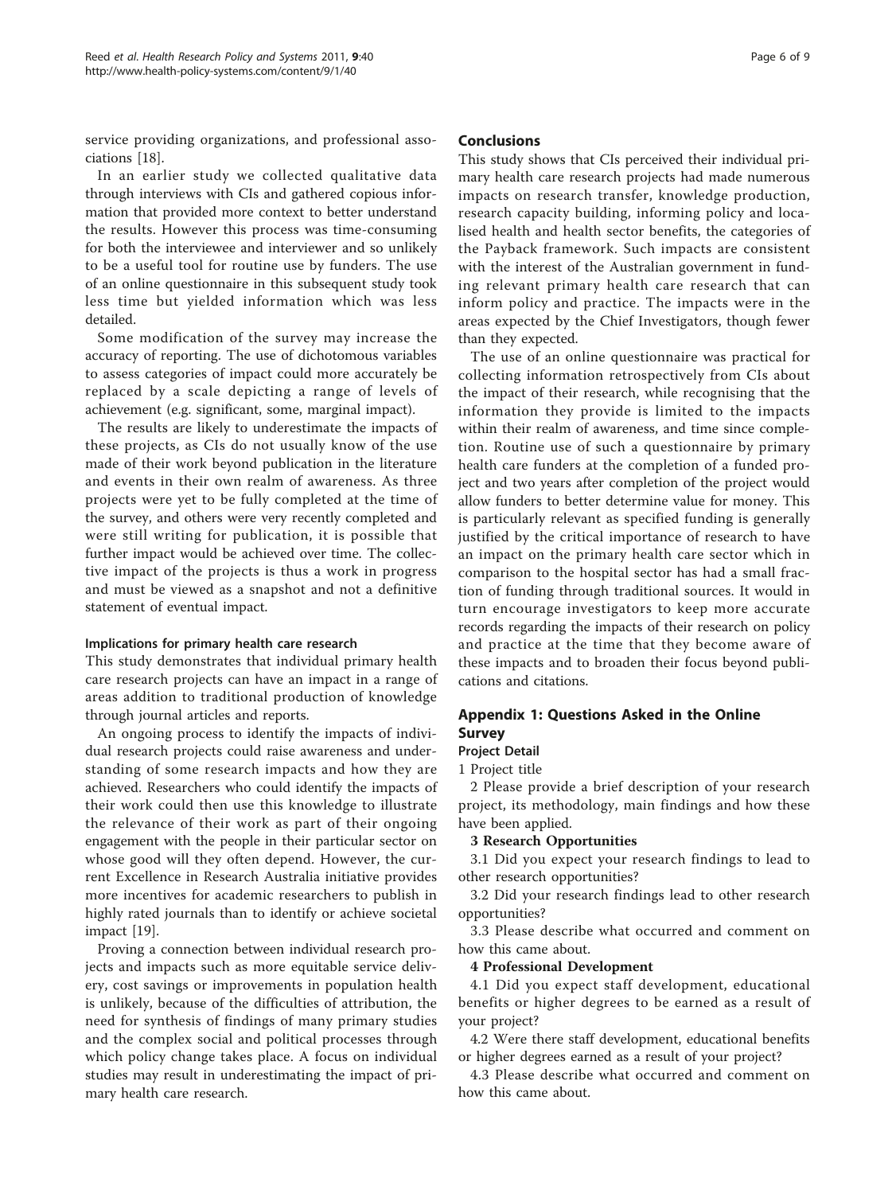service providing organizations, and professional associations [18].

In an earlier study we collected qualitative data through interviews with CIs and gathered copious information that provided more context to better understand the results. However this process was time-consuming for both the interviewee and interviewer and so unlikely to be a useful tool for routine use by funders. The use of an online questionnaire in this subsequent study took less time but yielded information which was less detailed.

Some modification of the survey may increase the accuracy of reporting. The use of dichotomous variables to assess categories of impact could more accurately be replaced by a scale depicting a range of levels of achievement (e.g. significant, some, marginal impact).

The results are likely to underestimate the impacts of these projects, as CIs do not usually know of the use made of their work beyond publication in the literature and events in their own realm of awareness. As three projects were yet to be fully completed at the time of the survey, and others were very recently completed and were still writing for publication, it is possible that further impact would be achieved over time. The collective impact of the projects is thus a work in progress and must be viewed as a snapshot and not a definitive statement of eventual impact.

#### Implications for primary health care research

This study demonstrates that individual primary health care research projects can have an impact in a range of areas addition to traditional production of knowledge through journal articles and reports.

An ongoing process to identify the impacts of individual research projects could raise awareness and understanding of some research impacts and how they are achieved. Researchers who could identify the impacts of their work could then use this knowledge to illustrate the relevance of their work as part of their ongoing engagement with the people in their particular sector on whose good will they often depend. However, the current Excellence in Research Australia initiative provides more incentives for academic researchers to publish in highly rated journals than to identify or achieve societal impact [19].

Proving a connection between individual research projects and impacts such as more equitable service delivery, cost savings or improvements in population health is unlikely, because of the difficulties of attribution, the need for synthesis of findings of many primary studies and the complex social and political processes through which policy change takes place. A focus on individual studies may result in underestimating the impact of primary health care research.

## Conclusions

This study shows that CIs perceived their individual primary health care research projects had made numerous impacts on research transfer, knowledge production, research capacity building, informing policy and localised health and health sector benefits, the categories of the Payback framework. Such impacts are consistent with the interest of the Australian government in funding relevant primary health care research that can inform policy and practice. The impacts were in the areas expected by the Chief Investigators, though fewer than they expected.

The use of an online questionnaire was practical for collecting information retrospectively from CIs about the impact of their research, while recognising that the information they provide is limited to the impacts within their realm of awareness, and time since completion. Routine use of such a questionnaire by primary health care funders at the completion of a funded project and two years after completion of the project would allow funders to better determine value for money. This is particularly relevant as specified funding is generally justified by the critical importance of research to have an impact on the primary health care sector which in comparison to the hospital sector has had a small fraction of funding through traditional sources. It would in turn encourage investigators to keep more accurate records regarding the impacts of their research on policy and practice at the time that they become aware of these impacts and to broaden their focus beyond publications and citations.

## Appendix 1: Questions Asked in the Online Survey

#### Project Detail

1 Project title

2 Please provide a brief description of your research project, its methodology, main findings and how these have been applied.

**3 Research Opportunities**

3.1 Did you expect your research findings to lead to other research opportunities?

3.2 Did your research findings lead to other research opportunities?

3.3 Please describe what occurred and comment on how this came about.

**4 Professional Development**

4.1 Did you expect staff development, educational benefits or higher degrees to be earned as a result of your project?

4.2 Were there staff development, educational benefits or higher degrees earned as a result of your project?

4.3 Please describe what occurred and comment on how this came about.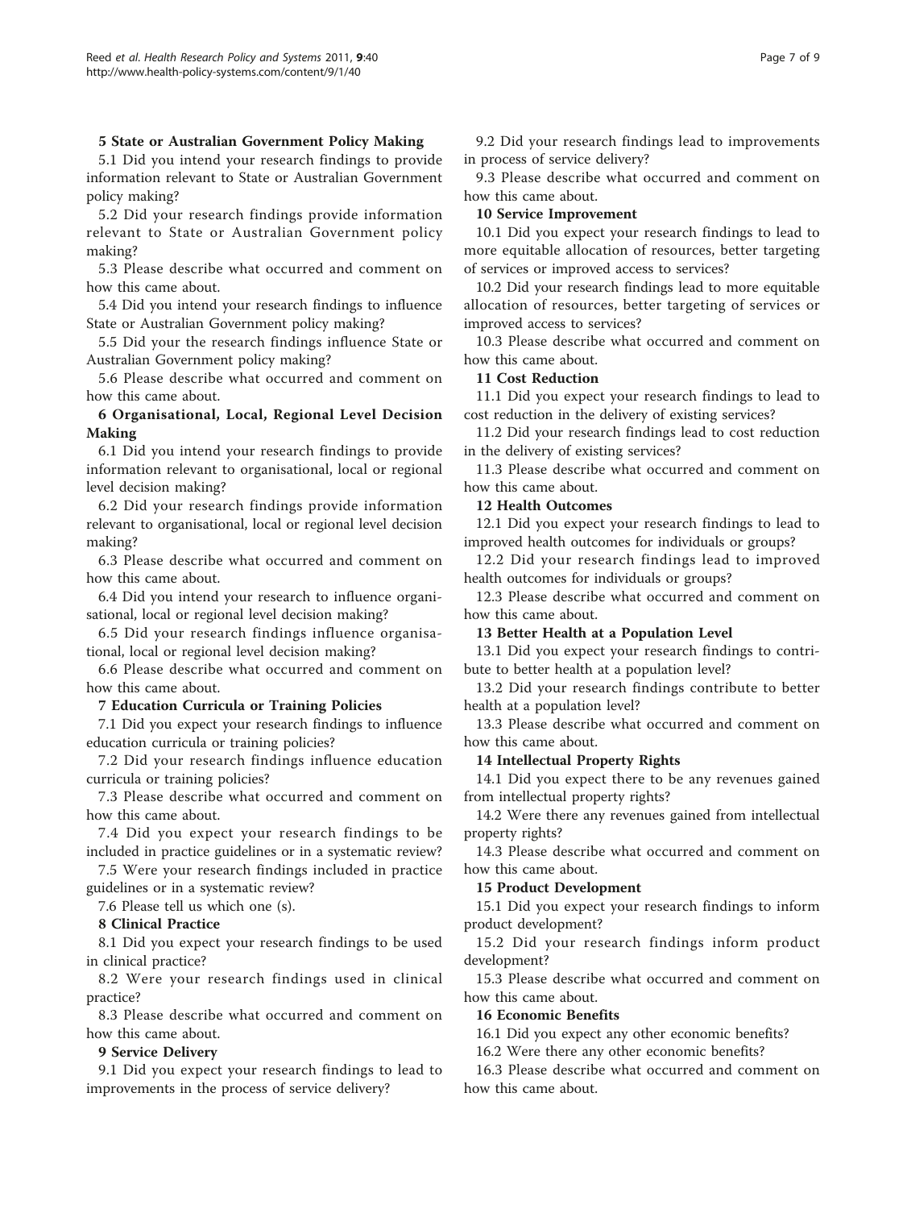**5 State or Australian Government Policy Making**

5.1 Did you intend your research findings to provide information relevant to State or Australian Government policy making?

5.2 Did your research findings provide information relevant to State or Australian Government policy making?

5.3 Please describe what occurred and comment on how this came about.

5.4 Did you intend your research findings to influence State or Australian Government policy making?

5.5 Did your the research findings influence State or Australian Government policy making?

5.6 Please describe what occurred and comment on how this came about.

**6 Organisational, Local, Regional Level Decision Making**

6.1 Did you intend your research findings to provide information relevant to organisational, local or regional level decision making?

6.2 Did your research findings provide information relevant to organisational, local or regional level decision making?

6.3 Please describe what occurred and comment on how this came about.

6.4 Did you intend your research to influence organisational, local or regional level decision making?

6.5 Did your research findings influence organisational, local or regional level decision making?

6.6 Please describe what occurred and comment on how this came about.

**7 Education Curricula or Training Policies**

7.1 Did you expect your research findings to influence education curricula or training policies?

7.2 Did your research findings influence education curricula or training policies?

7.3 Please describe what occurred and comment on how this came about.

7.4 Did you expect your research findings to be included in practice guidelines or in a systematic review?

7.5 Were your research findings included in practice guidelines or in a systematic review?

7.6 Please tell us which one (s).

**8 Clinical Practice**

8.1 Did you expect your research findings to be used in clinical practice?

8.2 Were your research findings used in clinical practice?

8.3 Please describe what occurred and comment on how this came about.

**9 Service Delivery**

9.1 Did you expect your research findings to lead to improvements in the process of service delivery?

9.2 Did your research findings lead to improvements in process of service delivery?

9.3 Please describe what occurred and comment on how this came about.

**10 Service Improvement**

10.1 Did you expect your research findings to lead to more equitable allocation of resources, better targeting of services or improved access to services?

10.2 Did your research findings lead to more equitable allocation of resources, better targeting of services or improved access to services?

10.3 Please describe what occurred and comment on how this came about.

**11 Cost Reduction**

11.1 Did you expect your research findings to lead to cost reduction in the delivery of existing services?

11.2 Did your research findings lead to cost reduction in the delivery of existing services?

11.3 Please describe what occurred and comment on how this came about.

**12 Health Outcomes**

12.1 Did you expect your research findings to lead to improved health outcomes for individuals or groups?

12.2 Did your research findings lead to improved health outcomes for individuals or groups?

12.3 Please describe what occurred and comment on how this came about.

**13 Better Health at a Population Level**

13.1 Did you expect your research findings to contribute to better health at a population level?

13.2 Did your research findings contribute to better health at a population level?

13.3 Please describe what occurred and comment on how this came about.

**14 Intellectual Property Rights**

14.1 Did you expect there to be any revenues gained from intellectual property rights?

14.2 Were there any revenues gained from intellectual property rights?

14.3 Please describe what occurred and comment on how this came about.

**15 Product Development**

15.1 Did you expect your research findings to inform product development?

15.2 Did your research findings inform product development?

15.3 Please describe what occurred and comment on how this came about.

**16 Economic Benefits**

16.1 Did you expect any other economic benefits?

16.2 Were there any other economic benefits?

16.3 Please describe what occurred and comment on how this came about.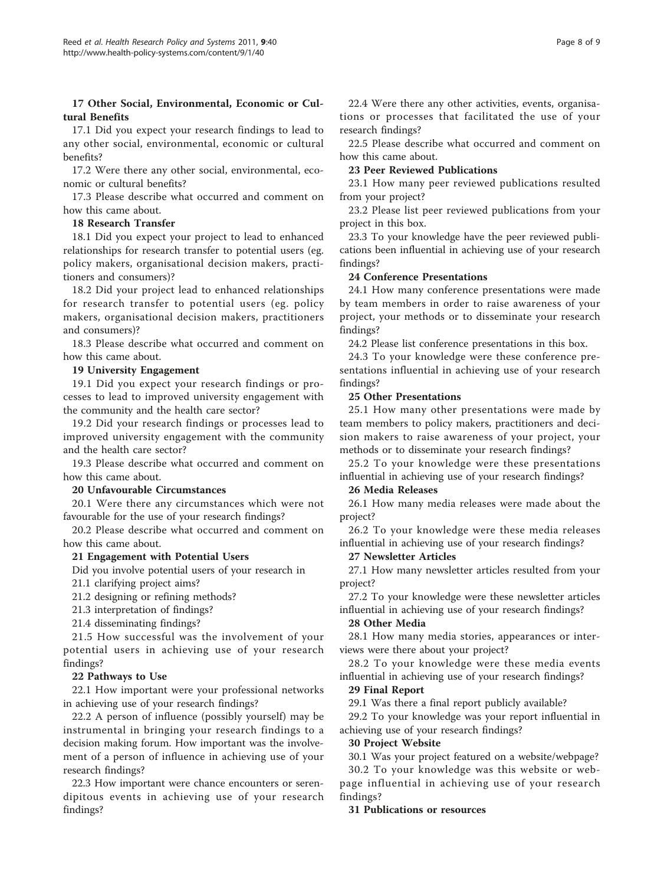**17 Other Social, Environmental, Economic or Cultural Benefits**

17.1 Did you expect your research findings to lead to any other social, environmental, economic or cultural benefits?

17.2 Were there any other social, environmental, economic or cultural benefits?

17.3 Please describe what occurred and comment on how this came about.

**18 Research Transfer**

18.1 Did you expect your project to lead to enhanced relationships for research transfer to potential users (eg. policy makers, organisational decision makers, practitioners and consumers)?

18.2 Did your project lead to enhanced relationships for research transfer to potential users (eg. policy makers, organisational decision makers, practitioners and consumers)?

18.3 Please describe what occurred and comment on how this came about.

**19 University Engagement**

19.1 Did you expect your research findings or processes to lead to improved university engagement with the community and the health care sector?

19.2 Did your research findings or processes lead to improved university engagement with the community and the health care sector?

19.3 Please describe what occurred and comment on how this came about.

**20 Unfavourable Circumstances**

20.1 Were there any circumstances which were not favourable for the use of your research findings?

20.2 Please describe what occurred and comment on how this came about.

**21 Engagement with Potential Users**

Did you involve potential users of your research in

21.1 clarifying project aims?

21.2 designing or refining methods?

21.3 interpretation of findings?

21.4 disseminating findings?

21.5 How successful was the involvement of your potential users in achieving use of your research findings?

**22 Pathways to Use**

22.1 How important were your professional networks in achieving use of your research findings?

22.2 A person of influence (possibly yourself) may be instrumental in bringing your research findings to a decision making forum. How important was the involvement of a person of influence in achieving use of your research findings?

22.3 How important were chance encounters or serendipitous events in achieving use of your research findings?

22.4 Were there any other activities, events, organisations or processes that facilitated the use of your research findings?

22.5 Please describe what occurred and comment on how this came about.

**23 Peer Reviewed Publications**

23.1 How many peer reviewed publications resulted from your project?

23.2 Please list peer reviewed publications from your project in this box.

23.3 To your knowledge have the peer reviewed publications been influential in achieving use of your research findings?

**24 Conference Presentations**

24.1 How many conference presentations were made by team members in order to raise awareness of your project, your methods or to disseminate your research findings?

24.2 Please list conference presentations in this box.

24.3 To your knowledge were these conference presentations influential in achieving use of your research findings?

**25 Other Presentations**

25.1 How many other presentations were made by team members to policy makers, practitioners and decision makers to raise awareness of your project, your methods or to disseminate your research findings?

25.2 To your knowledge were these presentations influential in achieving use of your research findings?

**26 Media Releases**

26.1 How many media releases were made about the project?

26.2 To your knowledge were these media releases influential in achieving use of your research findings?

**27 Newsletter Articles**

27.1 How many newsletter articles resulted from your project?

27.2 To your knowledge were these newsletter articles influential in achieving use of your research findings?

**28 Other Media**

28.1 How many media stories, appearances or interviews were there about your project?

28.2 To your knowledge were these media events influential in achieving use of your research findings?

**29 Final Report**

29.1 Was there a final report publicly available?

29.2 To your knowledge was your report influential in achieving use of your research findings?

**30 Project Website**

30.1 Was your project featured on a website/webpage?

30.2 To your knowledge was this website or webpage influential in achieving use of your research findings?

**31 Publications or resources**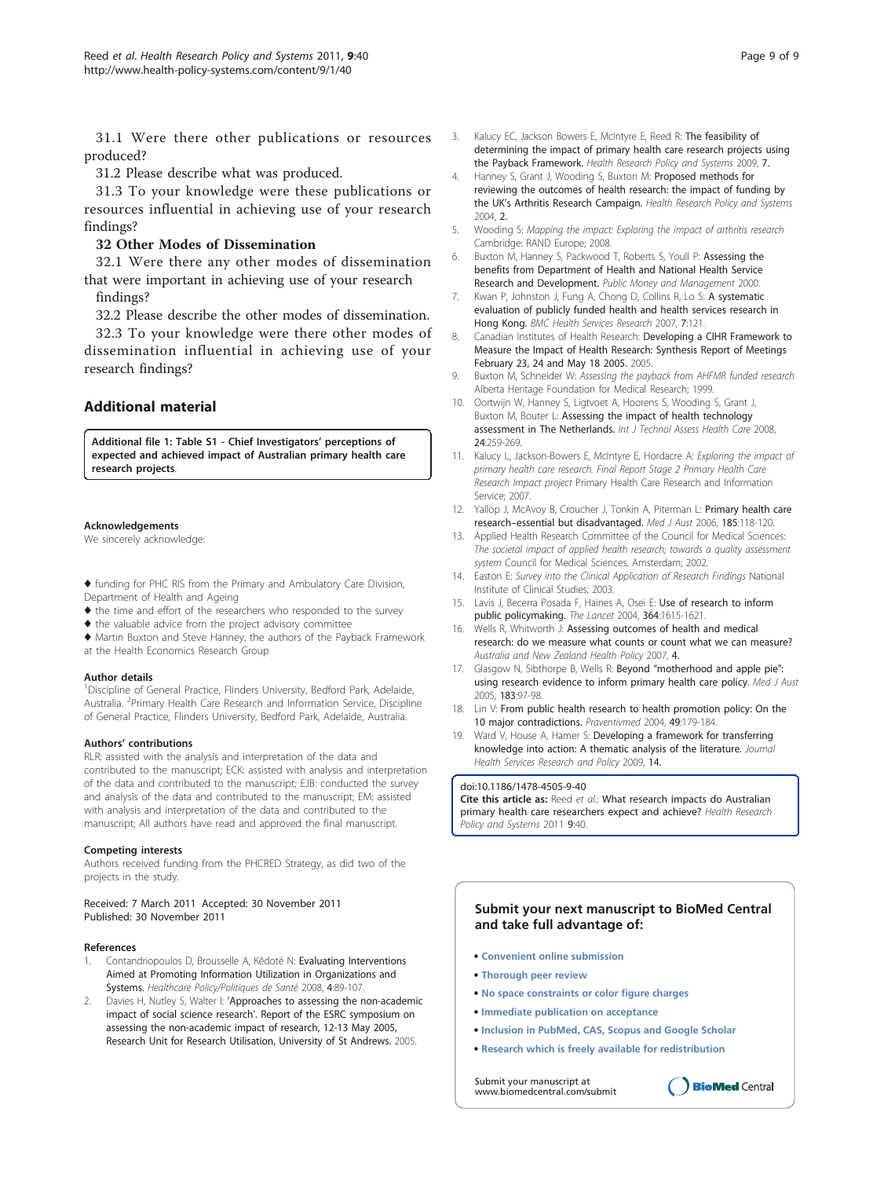31.1 Were there other publications or resources produced?

31.2 Please describe what was produced.

31.3 To your knowledge were these publications or resources influential in achieving use of your research findings?

**32 Other Modes of Dissemination**

32.1 Were there any other modes of dissemination that were important in achieving use of your research findings?

32.2 Please describe the other modes of dissemination.

32.3 To your knowledge were there other modes of dissemination influential in achieving use of your research findings?

## Additional material

**Additional file 1: Table S1 - Chief Investigators' perceptions of expected and achieved impact of Australian primary health care research projects**.

#### Acknowledgements

We sincerely acknowledge:

- ♦ funding for PHC RIS from the Primary and Ambulatory Care Division, Department of Health and Ageing
- ♦ the time and effort of the researchers who responded to the survey
- ♦ the valuable advice from the project advisory committee
- ♦ Martin Buxton and Steve Hanney, the authors of the Payback Framework at the Health Economics Research Group

#### Author details

[1]Discipline of General Practice, Flinders University, Bedford Park, Adelaide, Australia. [2]Primary Health Care Research and Information Service, Discipline of General Practice, Flinders University, Bedford Park, Adelaide, Australia.

#### Authors' contributions

RLR: assisted with the analysis and interpretation of the data and contributed to the manuscript; ECK: assisted with analysis and interpretation of the data and contributed to the manuscript; EJB: conducted the survey and analysis of the data and contributed to the manuscript; EM: assisted with analysis and interpretation of the data and contributed to the manuscript; All authors have read and approved the final manuscript.

#### Competing interests

Authors received funding from the PHCRED Strategy, as did two of the projects in the study.

Received: 7 March 2011 Accepted: 30 November 2011
Published: 30 November 2011

#### References

1. Contandriopoulos D, Brousselle A, Kêdoté N: **Evaluating Interventions Aimed at Promoting Information Utilization in Organizations and Systems.** *Healthcare Policy/Politiques de Santé* 2008, **4**:89-107.
2. Davies H, Nutley S, Walter I: **'Approaches to assessing the non-academic impact of social science research'. Report of the ESRC symposium on assessing the non-academic impact of research, 12-13 May 2005, Research Unit for Research Utilisation, University of St Andrews.** 2005.
3. Kalucy EC, Jackson Bowers E, McIntyre E, Reed R: **The feasibility of determining the impact of primary health care research projects using the Payback Framework.** *Health Research Policy and Systems* 2009, **7**.
4. Hanney S, Grant J, Wooding S, Buxton M: **Proposed methods for reviewing the outcomes of health research: the impact of funding by the UK's Arthritis Research Campaign.** *Health Research Policy and Systems* 2004, **2**.
5. Wooding S: *Mapping the impact: Exploring the impact of arthritis research* Cambridge: RAND Europe; 2008.
6. Buxton M, Hanney S, Packwood T, Roberts S, Youll P: **Assessing the benefits from Department of Health and National Health Service Research and Development.** *Public Money and Management* 2000.
7. Kwan P, Johnston J, Fung A, Chong D, Collins R, Lo S: **A systematic evaluation of publicly funded health and health services research in Hong Kong.** *BMC Health Services Research* 2007, **7**:121.
8. Canadian Institutes of Health Research: **Developing a CIHR Framework to Measure the Impact of Health Research: Synthesis Report of Meetings February 23, 24 and May 18 2005.** 2005.
9. Buxton M, Schneider W: *Assessing the payback from AHFMR funded research* Alberta Heritage Foundation for Medical Research; 1999.
10. Oortwijn W, Hanney S, Ligtvoet A, Hoorens S, Wooding S, Grant J, Buxton M, Bouter L: **Assessing the impact of health technology assessment in The Netherlands.** *Int J Technol Assess Health Care* 2008, **24**:259-269.
11. Kalucy L, Jackson-Bowers E, McIntyre E, Hordacre A: *Exploring the impact of primary health care research. Final Report Stage 2 Primary Health Care Research Impact project* Primary Health Care Research and Information Service; 2007.
12. Yallop J, McAvoy B, Croucher J, Tonkin A, Piterman L: **Primary health care research–essential but disadvantaged.** *Med J Aust* 2006, **185**:118-120.
13. Applied Health Research Committee of the Council for Medical Sciences: *The societal impact of applied health research; towards a quality assessment system* Council for Medical Sciences, Amsterdam; 2002.
14. Easton E: *Survey into the Clinical Application of Research Findings* National Institute of Clinical Studies; 2003.
15. Lavis J, Becerra Posada F, Haines A, Osei E: **Use of research to inform public policymaking.** *The Lancet* 2004, **364**:1615-1621.
16. Wells R, Whitworth J: **Assessing outcomes of health and medical research: do we measure what counts or count what we can measure?** *Australia and New Zealand Health Policy* 2007, **4**.
17. Glasgow N, Sibthorpe B, Wells R: **Beyond "motherhood and apple pie": using research evidence to inform primary health care policy.** *Med J Aust* 2005, **183**:97-98.
18. Lin V: **From public health research to health promotion policy: On the 10 major contradictions.** *Preventivmed* 2004, **49**:179-184.
19. Ward V, House A, Hamer S: **Developing a framework for transferring knowledge into action: A thematic analysis of the literature.** *Journal Health Services Research and Policy* 2009, **14**.

doi:10.1186/1478-4505-9-40

**Cite this article as:** Reed *et al.*: What research impacts do Australian primary health care researchers expect and achieve? *Health Research Policy and Systems* 2011 **9**:40.

**Submit your next manuscript to BioMed Central and take full advantage of:**

- **Convenient online submission**
- **Thorough peer review**
- **No space constraints or color figure charges**
- **Immediate publication on acceptance**
- **Inclusion in PubMed, CAS, Scopus and Google Scholar**
- **Research which is freely available for redistribution**

Submit your manuscript at
www.biomedcentral.com/submit

BioMed Central